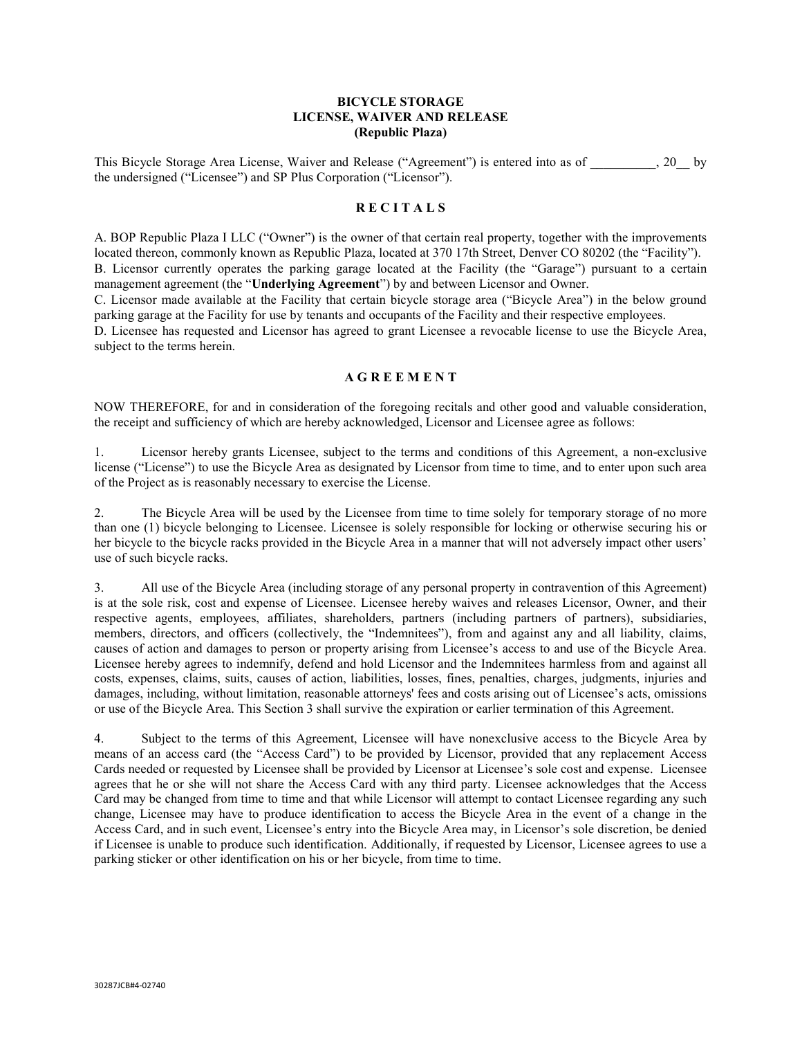# BICYCLE STORAGE
# LICENSE, WAIVER AND RELEASE
## (Republic Plaza)

This Bicycle Storage Area License, Waiver and Release ("Agreement") is entered into as of __________, 20__ by the undersigned ("Licensee") and SP Plus Corporation ("Licensor").

## R E C I T A L S

A. BOP Republic Plaza I LLC ("Owner") is the owner of that certain real property, together with the improvements located thereon, commonly known as Republic Plaza, located at 370 17th Street, Denver CO 80202 (the "Facility").

B. Licensor currently operates the parking garage located at the Facility (the "Garage") pursuant to a certain management agreement (the "**Underlying Agreement**") by and between Licensor and Owner.

C. Licensor made available at the Facility that certain bicycle storage area ("Bicycle Area") in the below ground parking garage at the Facility for use by tenants and occupants of the Facility and their respective employees.

D. Licensee has requested and Licensor has agreed to grant Licensee a revocable license to use the Bicycle Area, subject to the terms herein.

## A G R E E M E N T

NOW THEREFORE, for and in consideration of the foregoing recitals and other good and valuable consideration, the receipt and sufficiency of which are hereby acknowledged, Licensor and Licensee agree as follows:

1. Licensor hereby grants Licensee, subject to the terms and conditions of this Agreement, a non-exclusive license ("License") to use the Bicycle Area as designated by Licensor from time to time, and to enter upon such area of the Project as is reasonably necessary to exercise the License.

2. The Bicycle Area will be used by the Licensee from time to time solely for temporary storage of no more than one (1) bicycle belonging to Licensee. Licensee is solely responsible for locking or otherwise securing his or her bicycle to the bicycle racks provided in the Bicycle Area in a manner that will not adversely impact other users' use of such bicycle racks.

3. All use of the Bicycle Area (including storage of any personal property in contravention of this Agreement) is at the sole risk, cost and expense of Licensee. Licensee hereby waives and releases Licensor, Owner, and their respective agents, employees, affiliates, shareholders, partners (including partners of partners), subsidiaries, members, directors, and officers (collectively, the "Indemnitees"), from and against any and all liability, claims, causes of action and damages to person or property arising from Licensee's access to and use of the Bicycle Area. Licensee hereby agrees to indemnify, defend and hold Licensor and the Indemnitees harmless from and against all costs, expenses, claims, suits, causes of action, liabilities, losses, fines, penalties, charges, judgments, injuries and damages, including, without limitation, reasonable attorneys' fees and costs arising out of Licensee's acts, omissions or use of the Bicycle Area. This Section 3 shall survive the expiration or earlier termination of this Agreement.

4. Subject to the terms of this Agreement, Licensee will have nonexclusive access to the Bicycle Area by means of an access card (the "Access Card") to be provided by Licensor, provided that any replacement Access Cards needed or requested by Licensee shall be provided by Licensor at Licensee's sole cost and expense. Licensee agrees that he or she will not share the Access Card with any third party. Licensee acknowledges that the Access Card may be changed from time to time and that while Licensor will attempt to contact Licensee regarding any such change, Licensee may have to produce identification to access the Bicycle Area in the event of a change in the Access Card, and in such event, Licensee's entry into the Bicycle Area may, in Licensor's sole discretion, be denied if Licensee is unable to produce such identification. Additionally, if requested by Licensor, Licensee agrees to use a parking sticker or other identification on his or her bicycle, from time to time.

30287JCB#4-02740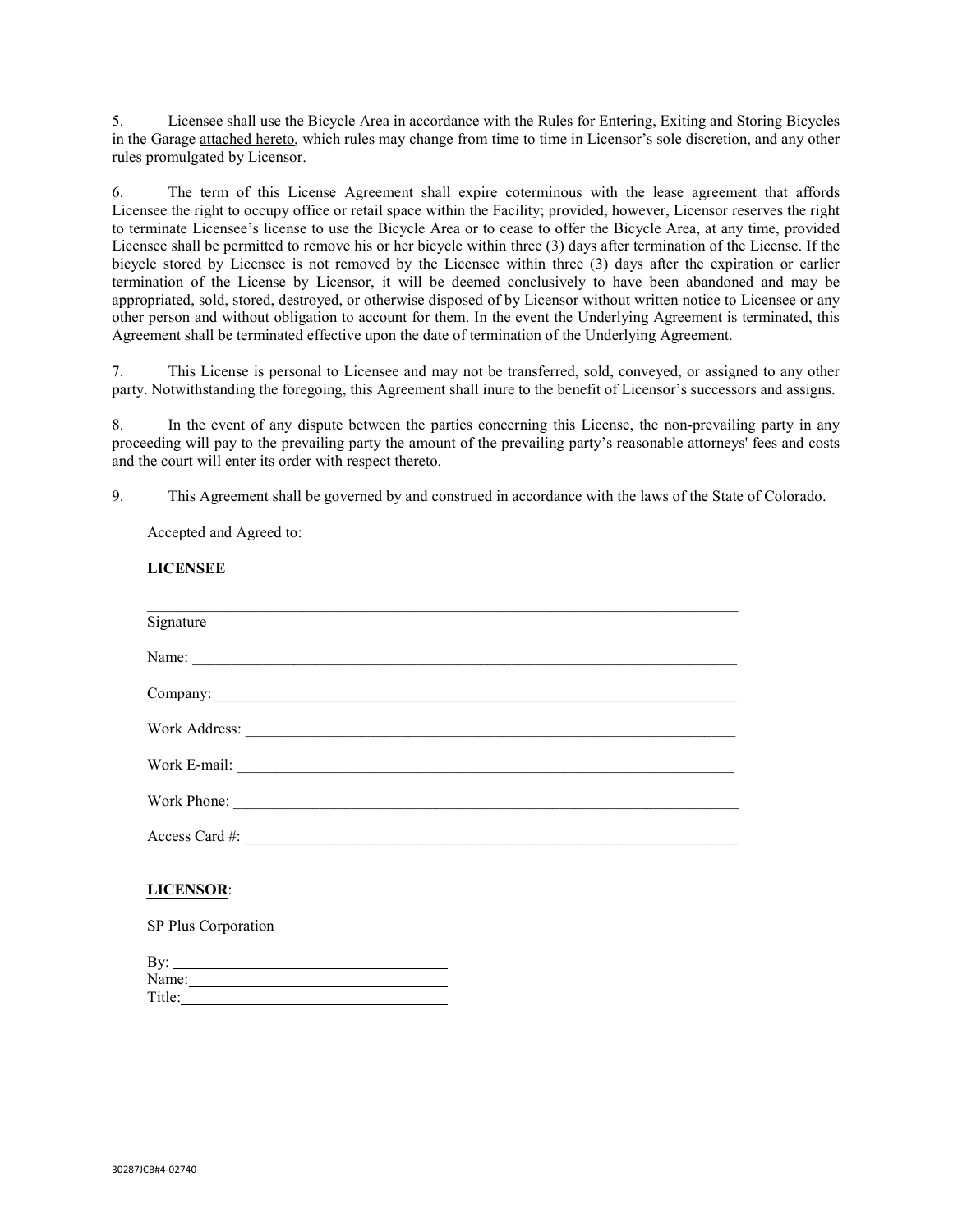5. Licensee shall use the Bicycle Area in accordance with the Rules for Entering, Exiting and Storing Bicycles in the Garage attached hereto, which rules may change from time to time in Licensor's sole discretion, and any other rules promulgated by Licensor.

6. The term of this License Agreement shall expire coterminous with the lease agreement that affords Licensee the right to occupy office or retail space within the Facility; provided, however, Licensor reserves the right to terminate Licensee's license to use the Bicycle Area or to cease to offer the Bicycle Area, at any time, provided Licensee shall be permitted to remove his or her bicycle within three (3) days after termination of the License. If the bicycle stored by Licensee is not removed by the Licensee within three (3) days after the expiration or earlier termination of the License by Licensor, it will be deemed conclusively to have been abandoned and may be appropriated, sold, stored, destroyed, or otherwise disposed of by Licensor without written notice to Licensee or any other person and without obligation to account for them. In the event the Underlying Agreement is terminated, this Agreement shall be terminated effective upon the date of termination of the Underlying Agreement.

7. This License is personal to Licensee and may not be transferred, sold, conveyed, or assigned to any other party. Notwithstanding the foregoing, this Agreement shall inure to the benefit of Licensor's successors and assigns.

8. In the event of any dispute between the parties concerning this License, the non-prevailing party in any proceeding will pay to the prevailing party the amount of the prevailing party's reasonable attorneys' fees and costs and the court will enter its order with respect thereto.

9. This Agreement shall be governed by and construed in accordance with the laws of the State of Colorado.

Accepted and Agreed to:

**LICENSEE**

______________________________________________
Signature

Name: ______________________________________________

Company: ______________________________________________

Work Address: ______________________________________________

Work E-mail: ______________________________________________

Work Phone: ______________________________________________

Access Card #: ______________________________________________

**LICENSOR**:

SP Plus Corporation

By: ______________________

Name: ______________________

Title: ______________________

30287JCB#4-02740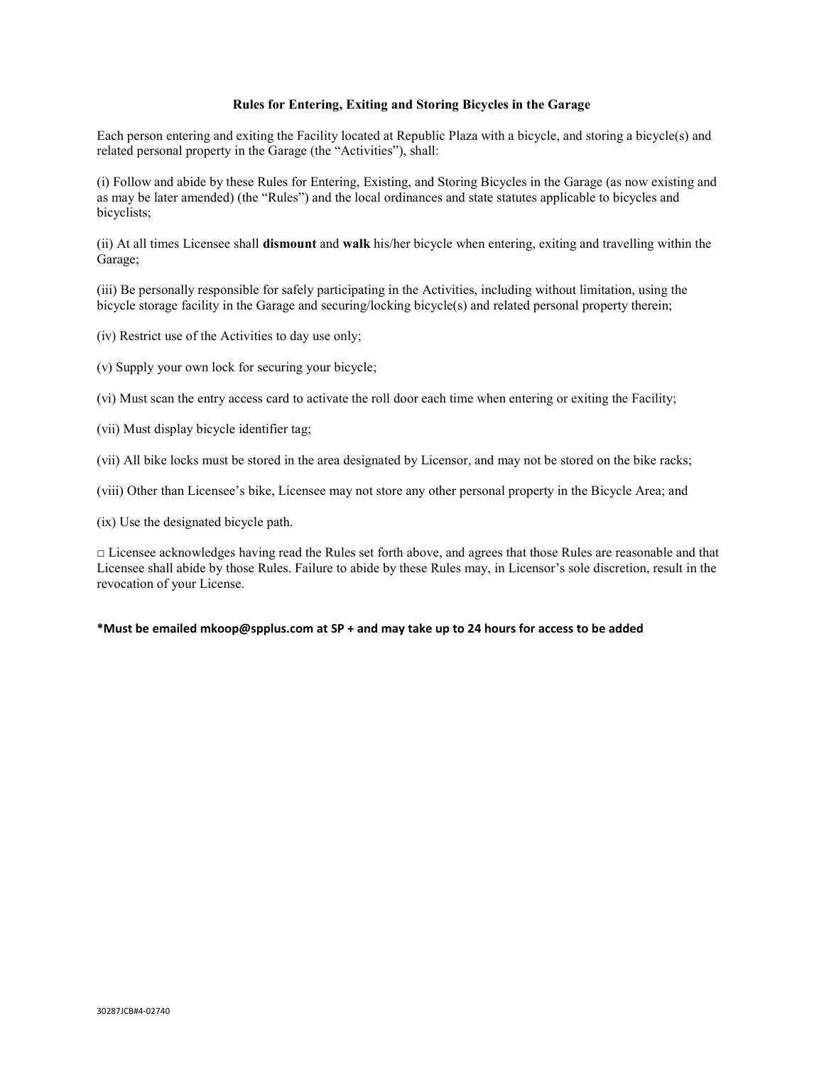**Rules for Entering, Exiting and Storing Bicycles in the Garage**

Each person entering and exiting the Facility located at Republic Plaza with a bicycle, and storing a bicycle(s) and related personal property in the Garage (the "Activities"), shall:

(i) Follow and abide by these Rules for Entering, Existing, and Storing Bicycles in the Garage (as now existing and as may be later amended) (the "Rules") and the local ordinances and state statutes applicable to bicycles and bicyclists;

(ii) At all times Licensee shall **dismount** and **walk** his/her bicycle when entering, exiting and travelling within the Garage;

(iii) Be personally responsible for safely participating in the Activities, including without limitation, using the bicycle storage facility in the Garage and securing/locking bicycle(s) and related personal property therein;

(iv) Restrict use of the Activities to day use only;

(v) Supply your own lock for securing your bicycle;

(vi) Must scan the entry access card to activate the roll door each time when entering or exiting the Facility;

(vii) Must display bicycle identifier tag;

(vii) All bike locks must be stored in the area designated by Licensor, and may not be stored on the bike racks;

(viii) Other than Licensee's bike, Licensee may not store any other personal property in the Bicycle Area; and

(ix) Use the designated bicycle path.

□ Licensee acknowledges having read the Rules set forth above, and agrees that those Rules are reasonable and that Licensee shall abide by those Rules. Failure to abide by these Rules may, in Licensor's sole discretion, result in the revocation of your License.

**\*Must be emailed mkoop@spplus.com at SP + and may take up to 24 hours for access to be added**

30287JCB#4-02740